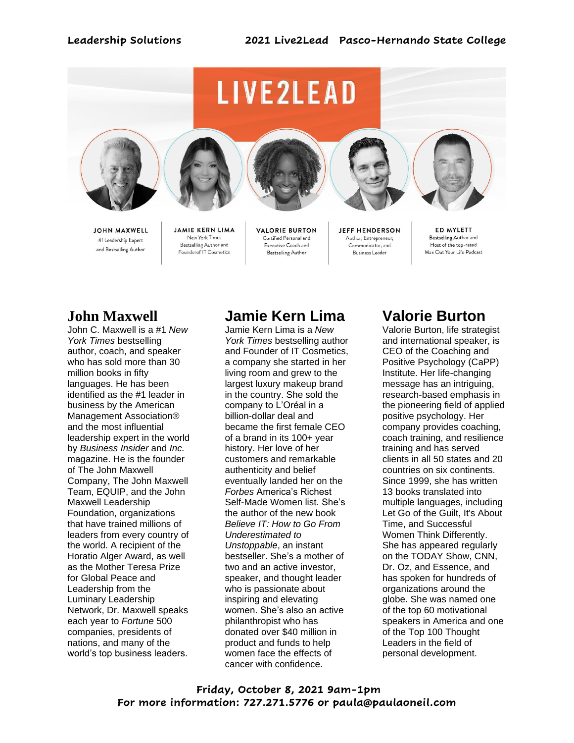**Leadership Solutions** **2021 Live2Lead Pasco-Hernando State College**

# LIVE2LEAD

**JOHN MAXWELL**
#1 Leadership Expert and Bestselling Author

**JAMIE KERN LIMA**
New York Times Bestselling Author and Founderof IT Cosmetics

**VALORIE BURTON**
Certified Personal and Executive Coach and Bestselling Author

**JEFF HENDERSON**
Author, Entrepreneur, Communicator, and Business Leader

**ED MYLETT**
Bestselling Author and Host of the top-rated Max Out Your Life Podcast

## John Maxwell

John C. Maxwell is a #1 *New York Times* bestselling author, coach, and speaker who has sold more than 30 million books in fifty languages. He has been identified as the #1 leader in business by the American Management Association® and the most influential leadership expert in the world by *Business Insider* and *Inc.* magazine. He is the founder of The John Maxwell Company, The John Maxwell Team, EQUIP, and the John Maxwell Leadership Foundation, organizations that have trained millions of leaders from every country of the world. A recipient of the Horatio Alger Award, as well as the Mother Teresa Prize for Global Peace and Leadership from the Luminary Leadership Network, Dr. Maxwell speaks each year to *Fortune* 500 companies, presidents of nations, and many of the world's top business leaders.

## Jamie Kern Lima

Jamie Kern Lima is a *New York Times* bestselling author and Founder of IT Cosmetics, a company she started in her living room and grew to the largest luxury makeup brand in the country. She sold the company to L'Oréal in a billion-dollar deal and became the first female CEO of a brand in its 100+ year history. Her love of her customers and remarkable authenticity and belief eventually landed her on the *Forbes* America's Richest Self-Made Women list. She's the author of the new book *Believe IT: How to Go From Underestimated to Unstoppable*, an instant bestseller. She's a mother of two and an active investor, speaker, and thought leader who is passionate about inspiring and elevating women. She's also an active philanthropist who has donated over $40 million in product and funds to help women face the effects of cancer with confidence.

## Valorie Burton

Valorie Burton, life strategist and international speaker, is CEO of the Coaching and Positive Psychology (CaPP) Institute. Her life-changing message has an intriguing, research-based emphasis in the pioneering field of applied positive psychology. Her company provides coaching, coach training, and resilience training and has served clients in all 50 states and 20 countries on six continents. Since 1999, she has written 13 books translated into multiple languages, including Let Go of the Guilt, It's About Time, and Successful Women Think Differently. She has appeared regularly on the TODAY Show, CNN, Dr. Oz, and Essence, and has spoken for hundreds of organizations around the globe. She was named one of the top 60 motivational speakers in America and one of the Top 100 Thought Leaders in the field of personal development.

**Friday, October 8, 2021 9am-1pm**
**For more information: 727.271.5776 or paula@paulaoneil.com**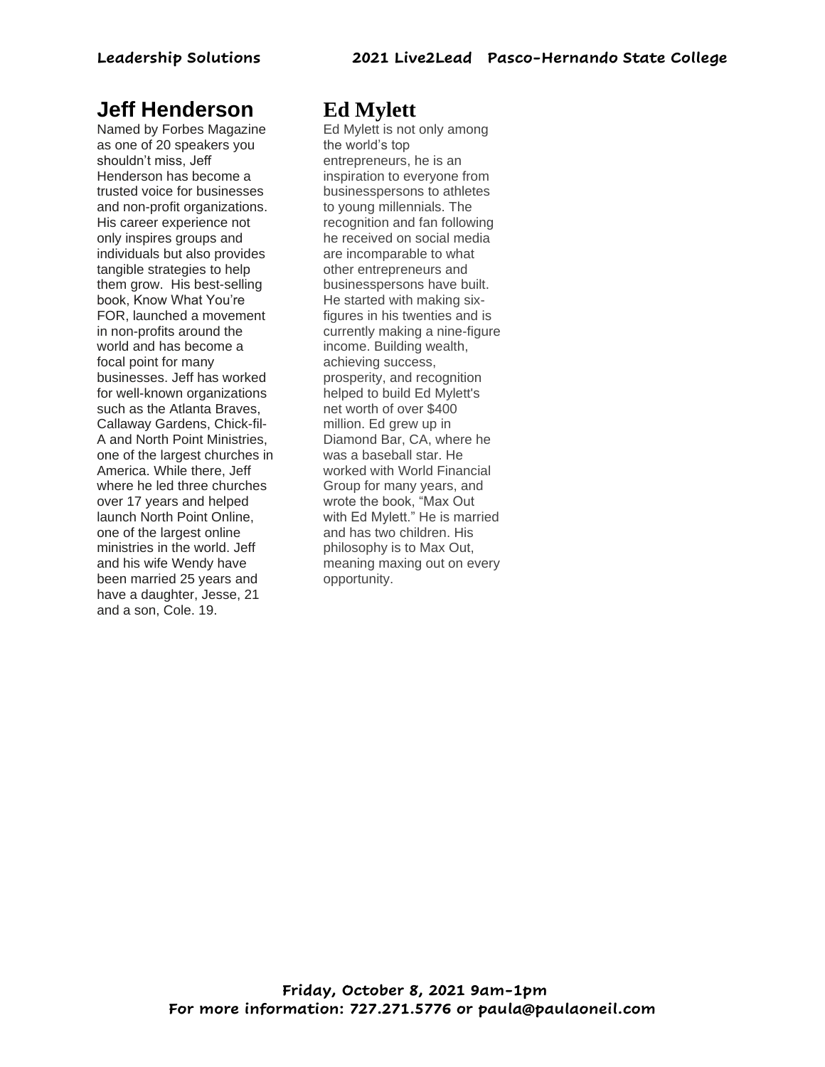## Jeff Henderson

Named by Forbes Magazine as one of 20 speakers you shouldn't miss, Jeff Henderson has become a trusted voice for businesses and non-profit organizations. His career experience not only inspires groups and individuals but also provides tangible strategies to help them grow. His best-selling book, Know What You're FOR, launched a movement in non-profits around the world and has become a focal point for many businesses. Jeff has worked for well-known organizations such as the Atlanta Braves, Callaway Gardens, Chick-fil-A and North Point Ministries, one of the largest churches in America. While there, Jeff where he led three churches over 17 years and helped launch North Point Online, one of the largest online ministries in the world. Jeff and his wife Wendy have been married 25 years and have a daughter, Jesse, 21 and a son, Cole. 19.

## Ed Mylett

Ed Mylett is not only among the world's top entrepreneurs, he is an inspiration to everyone from businesspersons to athletes to young millennials. The recognition and fan following he received on social media are incomparable to what other entrepreneurs and businesspersons have built. He started with making six-figures in his twenties and is currently making a nine-figure income. Building wealth, achieving success, prosperity, and recognition helped to build Ed Mylett's net worth of over $400 million. Ed grew up in Diamond Bar, CA, where he was a baseball star. He worked with World Financial Group for many years, and wrote the book, "Max Out with Ed Mylett." He is married and has two children. His philosophy is to Max Out, meaning maxing out on every opportunity.